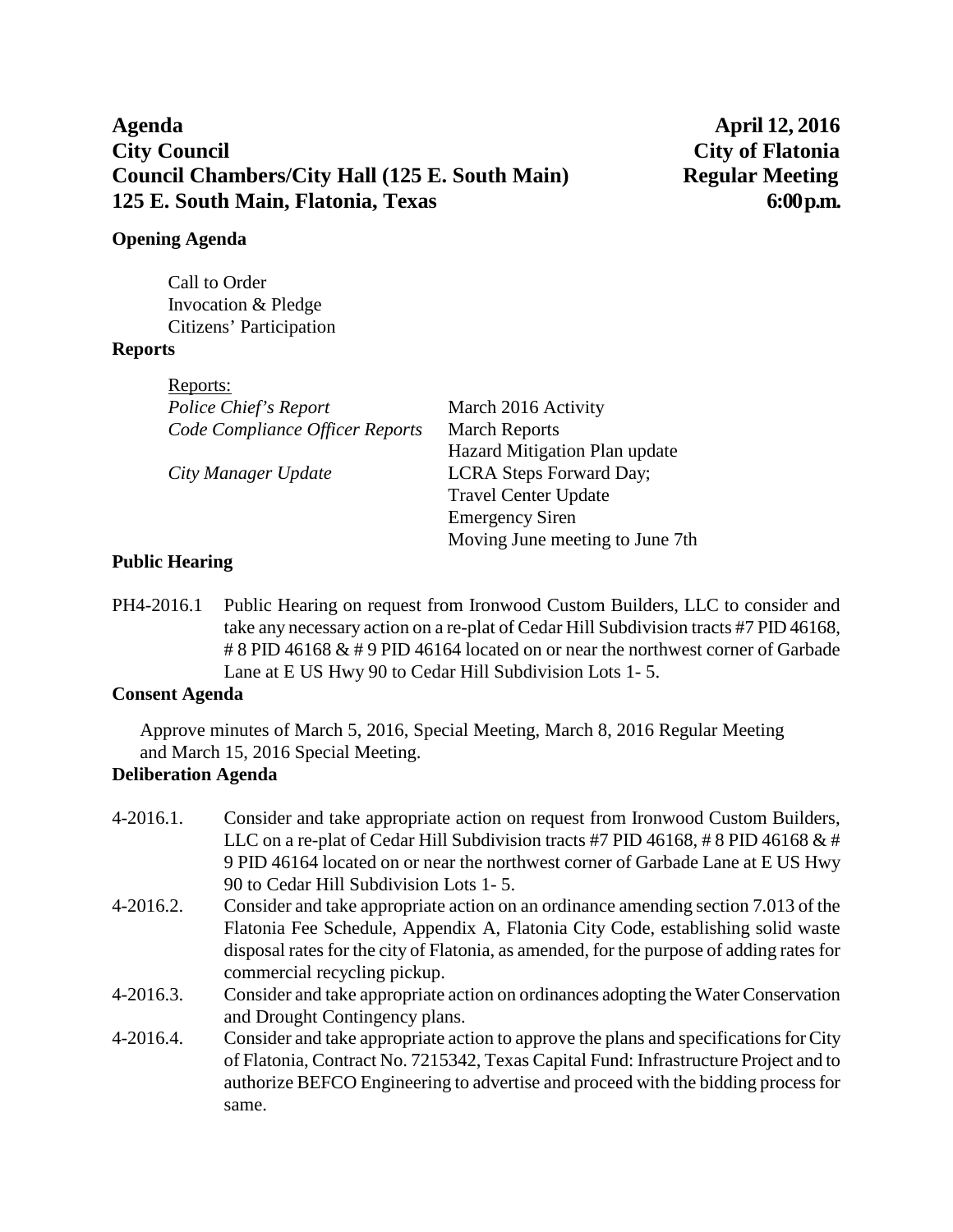**Agenda** **April 12, 2016**
**City Council** **City of Flatonia**
**Council Chambers/City Hall (125 E. South Main)** **Regular Meeting**
**125 E. South Main, Flatonia, Texas** **6:00 p.m.**

**Opening Agenda**

Call to Order
Invocation & Pledge
Citizens' Participation

**Reports**

Reports:

| | |
|---|---|
| *Police Chief's Report* | March 2016 Activity |
| *Code Compliance Officer Reports* | March Reports |
| | Hazard Mitigation Plan update |
| *City Manager Update* | LCRA Steps Forward Day; |
| | Travel Center Update |
| | Emergency Siren |
| | Moving June meeting to June 7th |

**Public Hearing**

PH4-2016.1 Public Hearing on request from Ironwood Custom Builders, LLC to consider and take any necessary action on a re-plat of Cedar Hill Subdivision tracts #7 PID 46168, # 8 PID 46168 & # 9 PID 46164 located on or near the northwest corner of Garbade Lane at E US Hwy 90 to Cedar Hill Subdivision Lots 1- 5.

**Consent Agenda**

Approve minutes of March 5, 2016, Special Meeting, March 8, 2016 Regular Meeting and March 15, 2016 Special Meeting.

**Deliberation Agenda**

4-2016.1. Consider and take appropriate action on request from Ironwood Custom Builders, LLC on a re-plat of Cedar Hill Subdivision tracts #7 PID 46168, # 8 PID 46168 & # 9 PID 46164 located on or near the northwest corner of Garbade Lane at E US Hwy 90 to Cedar Hill Subdivision Lots 1- 5.

4-2016.2. Consider and take appropriate action on an ordinance amending section 7.013 of the Flatonia Fee Schedule, Appendix A, Flatonia City Code, establishing solid waste disposal rates for the city of Flatonia, as amended, for the purpose of adding rates for commercial recycling pickup.

4-2016.3. Consider and take appropriate action on ordinances adopting the Water Conservation and Drought Contingency plans.

4-2016.4. Consider and take appropriate action to approve the plans and specifications for City of Flatonia, Contract No. 7215342, Texas Capital Fund: Infrastructure Project and to authorize BEFCO Engineering to advertise and proceed with the bidding process for same.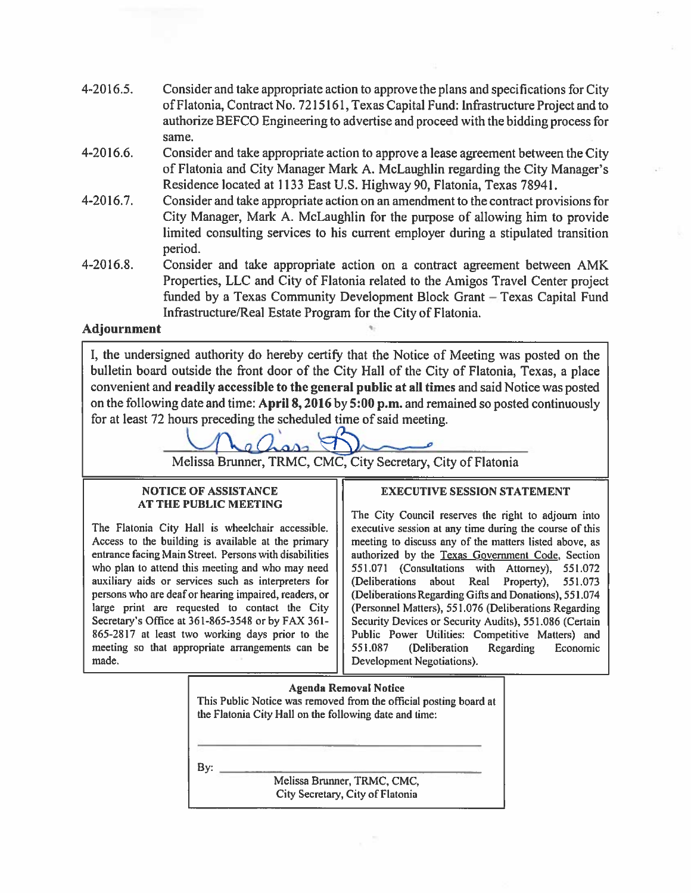4-2016.5. Consider and take appropriate action to approve the plans and specifications for City of Flatonia, Contract No. 7215161, Texas Capital Fund: Infrastructure Project and to authorize BEFCO Engineering to advertise and proceed with the bidding process for same.

4-2016.6. Consider and take appropriate action to approve a lease agreement between the City of Flatonia and City Manager Mark A. McLaughlin regarding the City Manager's Residence located at 1133 East U.S. Highway 90, Flatonia, Texas 78941.

4-2016.7. Consider and take appropriate action on an amendment to the contract provisions for City Manager, Mark A. McLaughlin for the purpose of allowing him to provide limited consulting services to his current employer during a stipulated transition period.

4-2016.8. Consider and take appropriate action on a contract agreement between AMK Properties, LLC and City of Flatonia related to the Amigos Travel Center project funded by a Texas Community Development Block Grant – Texas Capital Fund Infrastructure/Real Estate Program for the City of Flatonia.

**Adjournment**

I, the undersigned authority do hereby certify that the Notice of Meeting was posted on the bulletin board outside the front door of the City Hall of the City of Flatonia, Texas, a place convenient and **readily accessible to the general public at all times** and said Notice was posted on the following date and time: **April 8, 2016** by **5:00 p.m.** and remained so posted continuously for at least 72 hours preceding the scheduled time of said meeting.

Melissa Brunner, TRMC, CMC, City Secretary, City of Flatonia

**NOTICE OF ASSISTANCE AT THE PUBLIC MEETING**

The Flatonia City Hall is wheelchair accessible. Access to the building is available at the primary entrance facing Main Street. Persons with disabilities who plan to attend this meeting and who may need auxiliary aids or services such as interpreters for persons who are deaf or hearing impaired, readers, or large print are requested to contact the City Secretary's Office at 361-865-3548 or by FAX 361-865-2817 at least two working days prior to the meeting so that appropriate arrangements can be made.

**EXECUTIVE SESSION STATEMENT**

The City Council reserves the right to adjourn into executive session at any time during the course of this meeting to discuss any of the matters listed above, as authorized by the Texas Government Code, Section 551.071 (Consultations with Attorney), 551.072 (Deliberations about Real Property), 551.073 (Deliberations Regarding Gifts and Donations), 551.074 (Personnel Matters), 551.076 (Deliberations Regarding Security Devices or Security Audits), 551.086 (Certain Public Power Utilities: Competitive Matters) and 551.087 (Deliberation Regarding Economic Development Negotiations).

**Agenda Removal Notice**

This Public Notice was removed from the official posting board at the Flatonia City Hall on the following date and time:

\_\_\_\_\_\_\_\_\_\_\_\_\_\_\_\_\_\_\_\_\_\_\_\_\_\_\_\_\_\_\_\_

By: \_\_\_\_\_\_\_\_\_\_\_\_\_\_\_\_\_\_\_\_\_\_\_\_\_\_\_\_\_\_\_\_

Melissa Brunner, TRMC, CMC,
City Secretary, City of Flatonia